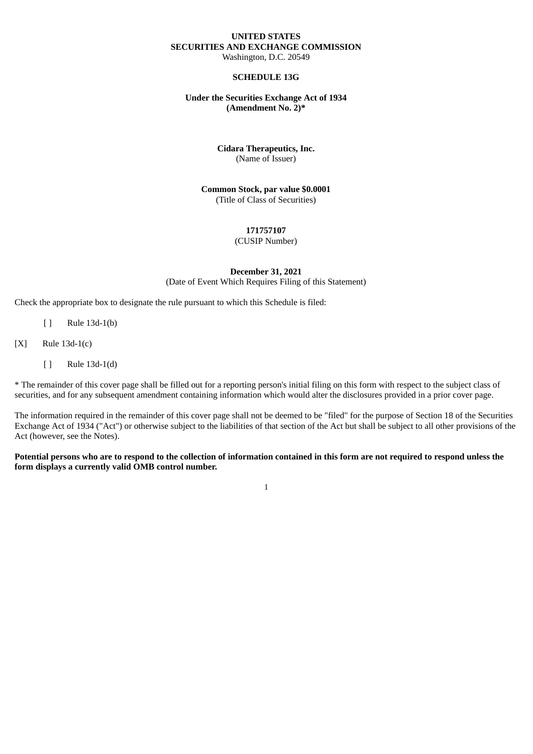**UNITED STATES**
**SECURITIES AND EXCHANGE COMMISSION**
Washington, D.C. 20549

**SCHEDULE 13G**

**Under the Securities Exchange Act of 1934**
**(Amendment No. 2)***

**Cidara Therapeutics, Inc.**
(Name of Issuer)

**Common Stock, par value $0.0001**
(Title of Class of Securities)

**171757107**
(CUSIP Number)

**December 31, 2021**
(Date of Event Which Requires Filing of this Statement)

Check the appropriate box to designate the rule pursuant to which this Schedule is filed:

[ ] Rule 13d-1(b)

[X] Rule 13d-1(c)

[ ] Rule 13d-1(d)

* The remainder of this cover page shall be filled out for a reporting person's initial filing on this form with respect to the subject class of securities, and for any subsequent amendment containing information which would alter the disclosures provided in a prior cover page.

The information required in the remainder of this cover page shall not be deemed to be "filed" for the purpose of Section 18 of the Securities Exchange Act of 1934 ("Act") or otherwise subject to the liabilities of that section of the Act but shall be subject to all other provisions of the Act (however, see the Notes).

**Potential persons who are to respond to the collection of information contained in this form are not required to respond unless the form displays a currently valid OMB control number.**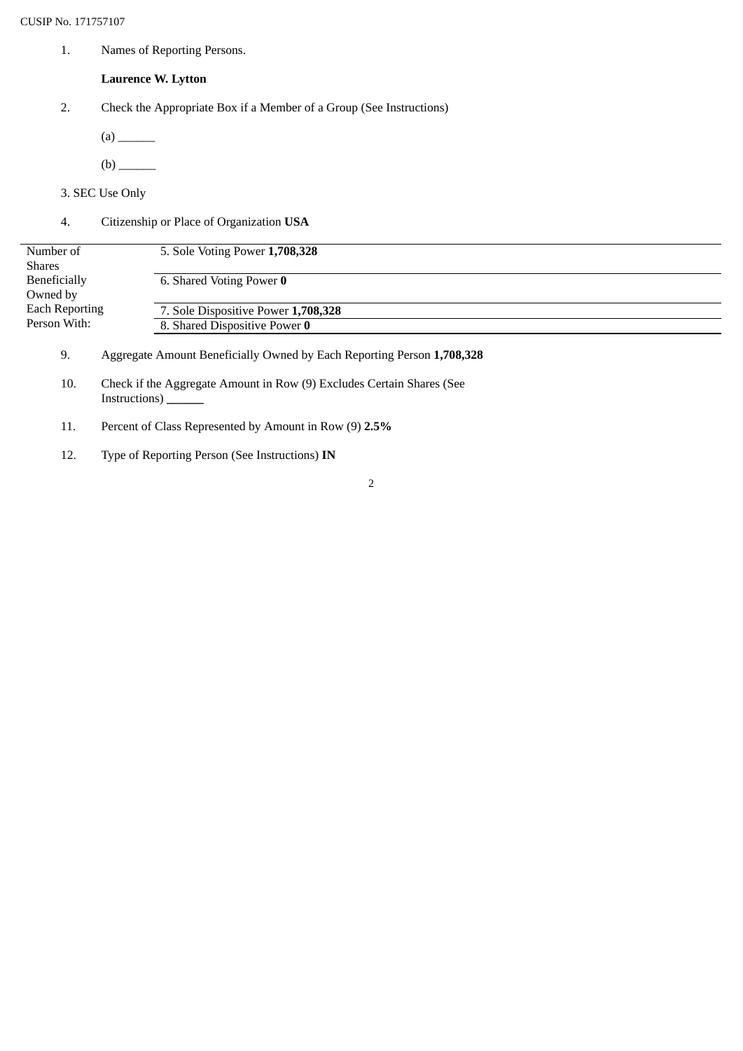CUSIP No. 171757107

1. Names of Reporting Persons.

   **Laurence W. Lytton**

2. Check the Appropriate Box if a Member of a Group (See Instructions)

   (a) ______

   (b) ______

3. SEC Use Only

4. Citizenship or Place of Organization **USA**

| Number of Shares Beneficially Owned by Each Reporting Person With: | |
|---|---|
| | 5. Sole Voting Power **1,708,328** |
| | 6. Shared Voting Power **0** |
| | 7. Sole Dispositive Power **1,708,328** |
| | 8. Shared Dispositive Power **0** |

9. Aggregate Amount Beneficially Owned by Each Reporting Person **1,708,328**

10. Check if the Aggregate Amount in Row (9) Excludes Certain Shares (See Instructions) ______

11. Percent of Class Represented by Amount in Row (9) **2.5%**

12. Type of Reporting Person (See Instructions) **IN**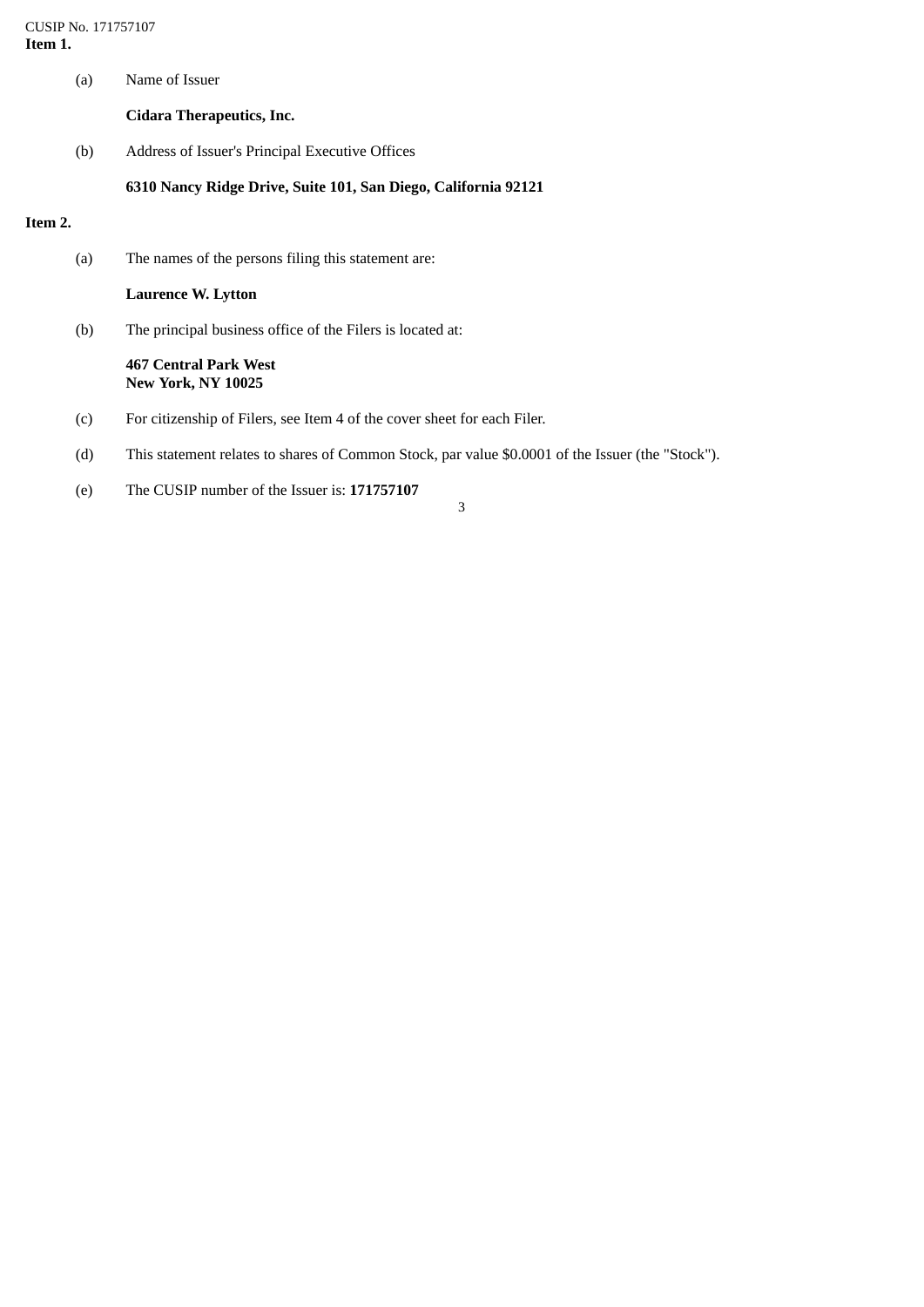CUSIP No. 171757107

**Item 1.**

(a) Name of Issuer

**Cidara Therapeutics, Inc.**

(b) Address of Issuer's Principal Executive Offices

**6310 Nancy Ridge Drive, Suite 101, San Diego, California 92121**

**Item 2.**

(a) The names of the persons filing this statement are:

**Laurence W. Lytton**

(b) The principal business office of the Filers is located at:

**467 Central Park West**
**New York, NY 10025**

(c) For citizenship of Filers, see Item 4 of the cover sheet for each Filer.

(d) This statement relates to shares of Common Stock, par value $0.0001 of the Issuer (the "Stock").

(e) The CUSIP number of the Issuer is: **171757107**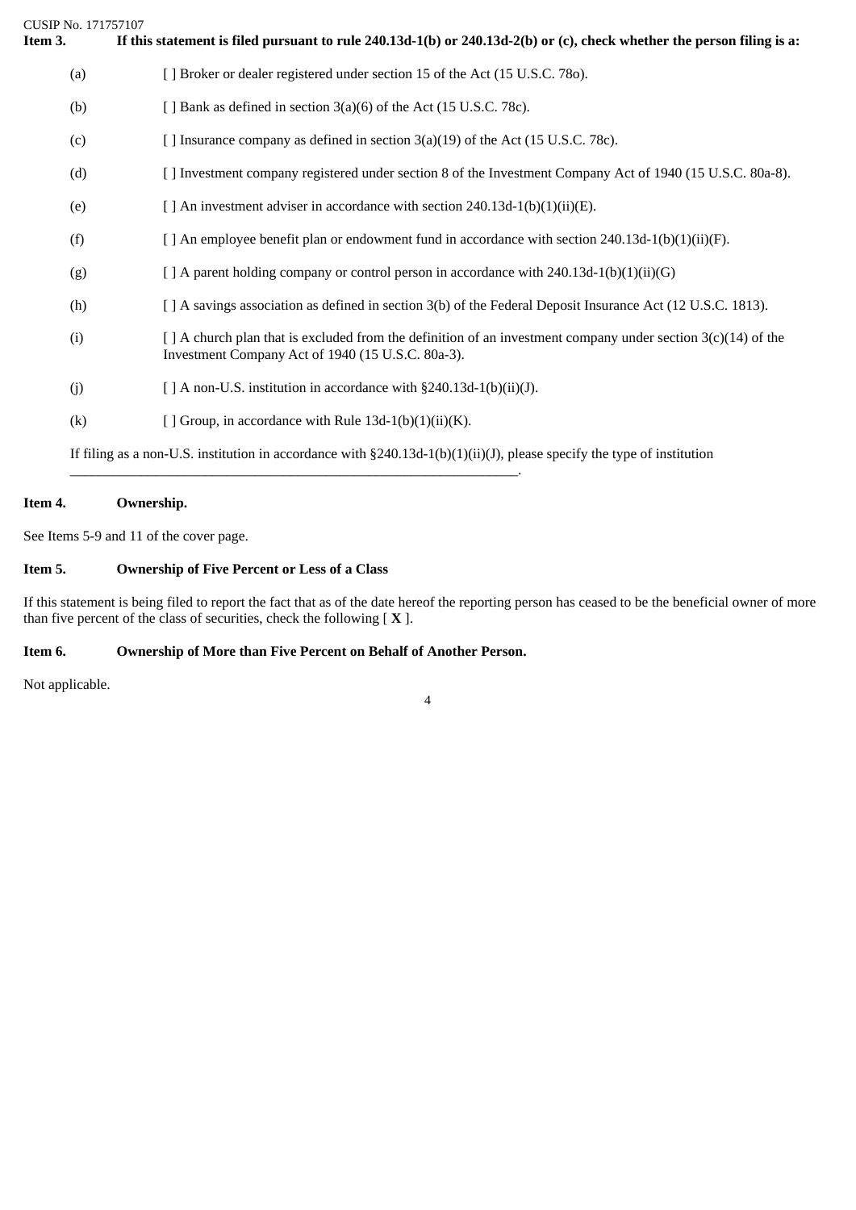CUSIP No. 171757107

**Item 3. If this statement is filed pursuant to rule 240.13d-1(b) or 240.13d-2(b) or (c), check whether the person filing is a:**

(a) [ ] Broker or dealer registered under section 15 of the Act (15 U.S.C. 78o).

(b) [ ] Bank as defined in section 3(a)(6) of the Act (15 U.S.C. 78c).

(c) [ ] Insurance company as defined in section 3(a)(19) of the Act (15 U.S.C. 78c).

(d) [ ] Investment company registered under section 8 of the Investment Company Act of 1940 (15 U.S.C. 80a-8).

(e) [ ] An investment adviser in accordance with section 240.13d-1(b)(1)(ii)(E).

(f) [ ] An employee benefit plan or endowment fund in accordance with section 240.13d-1(b)(1)(ii)(F).

(g) [ ] A parent holding company or control person in accordance with 240.13d-1(b)(1)(ii)(G)

(h) [ ] A savings association as defined in section 3(b) of the Federal Deposit Insurance Act (12 U.S.C. 1813).

(i) [ ] A church plan that is excluded from the definition of an investment company under section 3(c)(14) of the Investment Company Act of 1940 (15 U.S.C. 80a-3).

(j) [ ] A non-U.S. institution in accordance with §240.13d-1(b)(ii)(J).

(k) [ ] Group, in accordance with Rule 13d-1(b)(1)(ii)(K).

If filing as a non-U.S. institution in accordance with §240.13d-1(b)(1)(ii)(J), please specify the type of institution \_\_\_\_\_\_\_\_\_\_\_\_\_\_\_\_\_\_\_\_\_\_\_\_\_\_\_\_\_\_\_\_\_\_\_\_\_\_\_\_\_\_\_\_\_\_\_\_\_\_\_\_\_\_\_\_\_\_\_\_\_\_\_\_.

**Item 4. Ownership.**

See Items 5-9 and 11 of the cover page.

**Item 5. Ownership of Five Percent or Less of a Class**

If this statement is being filed to report the fact that as of the date hereof the reporting person has ceased to be the beneficial owner of more than five percent of the class of securities, check the following [ **X** ].

**Item 6. Ownership of More than Five Percent on Behalf of Another Person.**

Not applicable.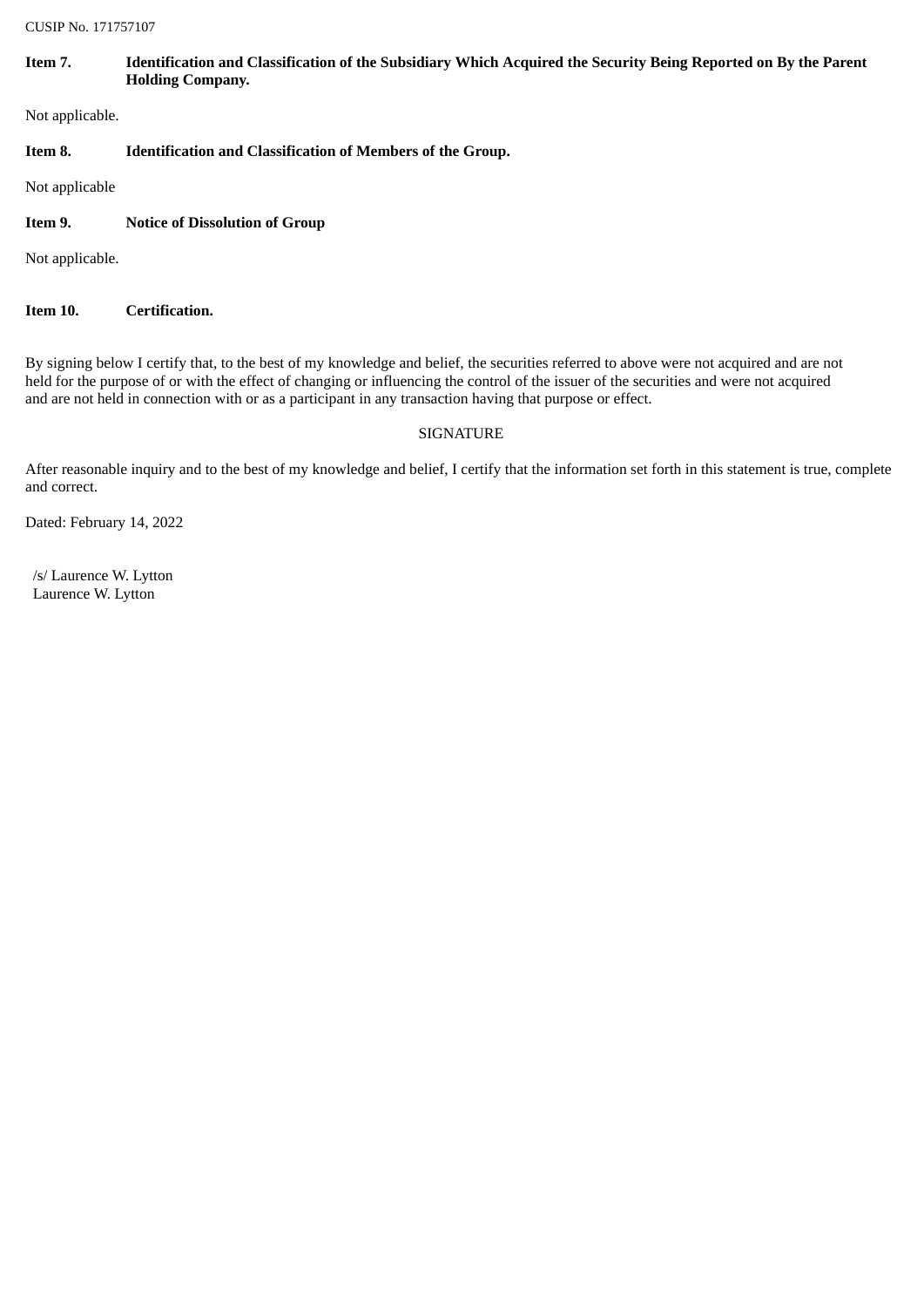CUSIP No. 171757107

**Item 7. Identification and Classification of the Subsidiary Which Acquired the Security Being Reported on By the Parent Holding Company.**

Not applicable.

**Item 8. Identification and Classification of Members of the Group.**

Not applicable

**Item 9. Notice of Dissolution of Group**

Not applicable.

**Item 10. Certification.**

By signing below I certify that, to the best of my knowledge and belief, the securities referred to above were not acquired and are not held for the purpose of or with the effect of changing or influencing the control of the issuer of the securities and were not acquired and are not held in connection with or as a participant in any transaction having that purpose or effect.

SIGNATURE

After reasonable inquiry and to the best of my knowledge and belief, I certify that the information set forth in this statement is true, complete and correct.

Dated: February 14, 2022

/s/ Laurence W. Lytton
Laurence W. Lytton